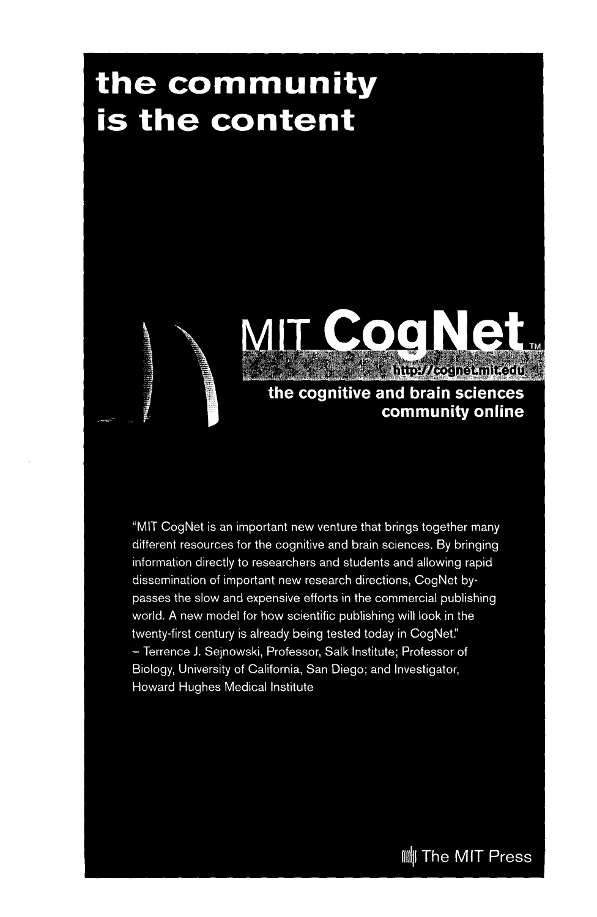# the community is the content

## MIT CogNet™

http://cognet.mit.edu

**the cognitive and brain sciences community online**

"MIT CogNet is an important new venture that brings together many different resources for the cognitive and brain sciences. By bringing information directly to researchers and students and allowing rapid dissemination of important new research directions, CogNet by-passes the slow and expensive efforts in the commercial publishing world. A new model for how scientific publishing will look in the twenty-first century is already being tested today in CogNet."
– Terrence J. Sejnowski, Professor, Salk Institute; Professor of Biology, University of California, San Diego; and Investigator, Howard Hughes Medical Institute

The MIT Press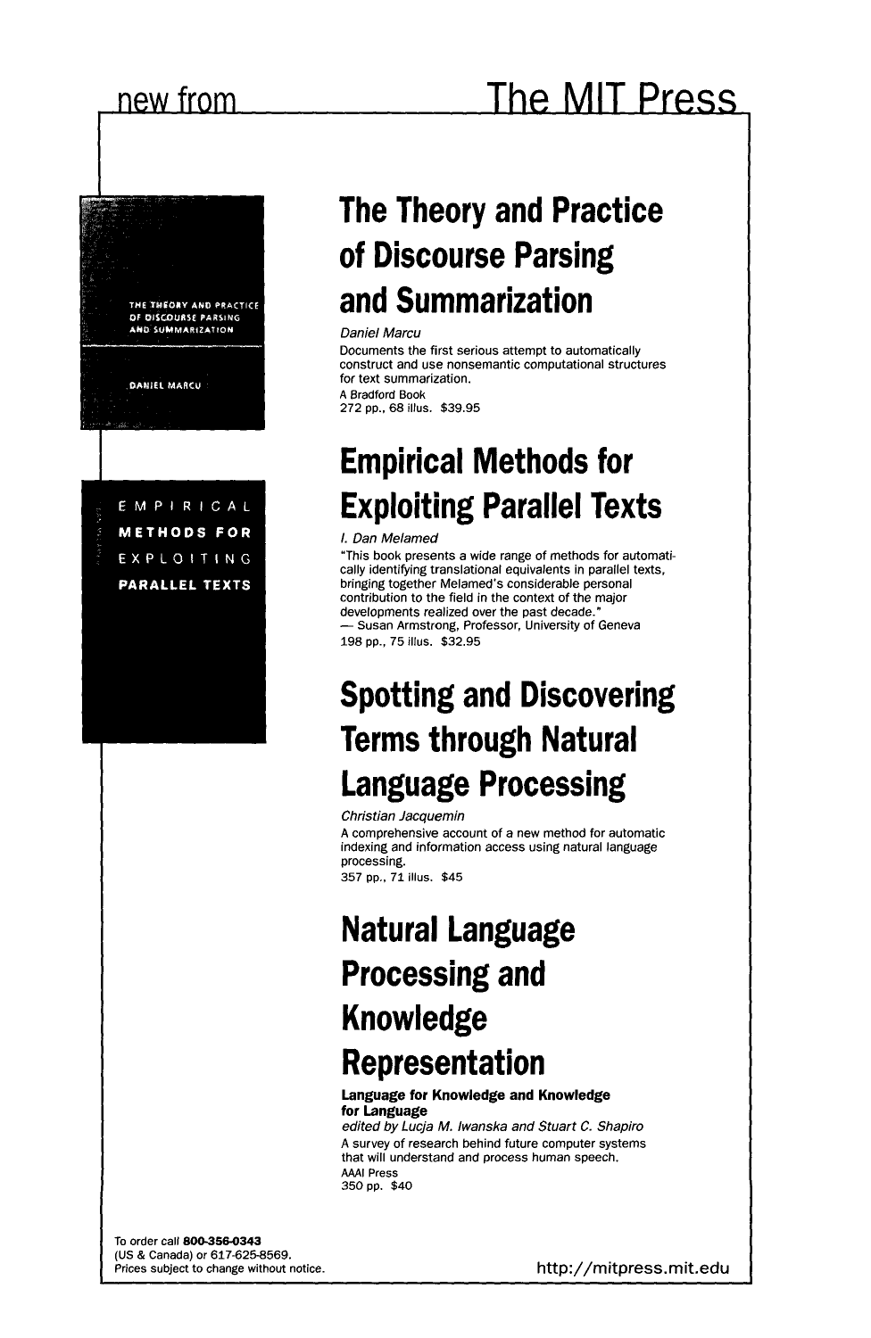new from **The MIT Press**

# The Theory and Practice of Discourse Parsing and Summarization

*Daniel Marcu*

Documents the first serious attempt to automatically construct and use nonsemantic computational structures for text summarization.

A Bradford Book

272 pp., 68 illus. $39.95

# Empirical Methods for Exploiting Parallel Texts

*I. Dan Melamed*

"This book presents a wide range of methods for automatically identifying translational equivalents in parallel texts, bringing together Melamed's considerable personal contribution to the field in the context of the major developments realized over the past decade."
— Susan Armstrong, Professor, University of Geneva

198 pp., 75 illus. $32.95

# Spotting and Discovering Terms through Natural Language Processing

*Christian Jacquemin*

A comprehensive account of a new method for automatic indexing and information access using natural language processing.

357 pp., 71 illus. $45

# Natural Language Processing and Knowledge Representation

**Language for Knowledge and Knowledge for Language**

*edited by Lucja M. Iwanska and Stuart C. Shapiro*

A survey of research behind future computer systems that will understand and process human speech.

AAAI Press

350 pp. $40

To order call **800-356-0343**
(US & Canada) or 617-625-8569.
Prices subject to change without notice.

http://mitpress.mit.edu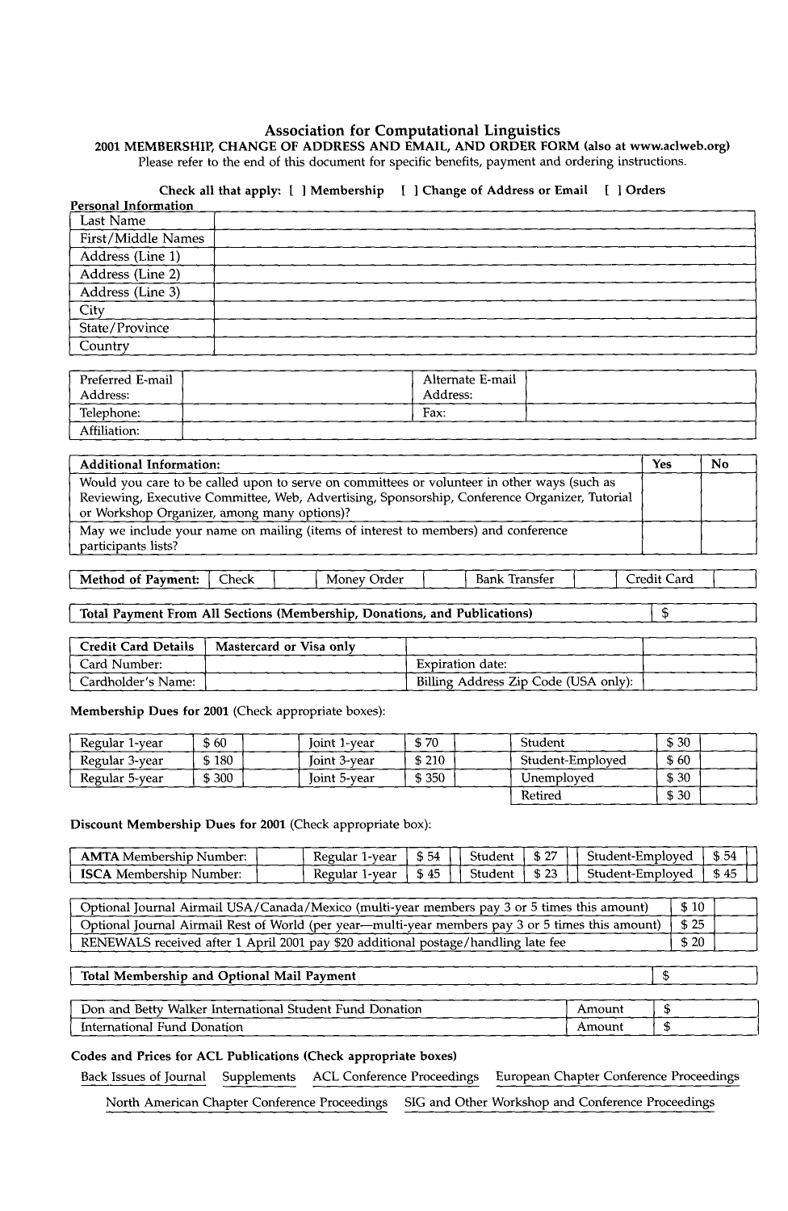## Association for Computational Linguistics

**2001 MEMBERSHIP, CHANGE OF ADDRESS AND EMAIL, AND ORDER FORM (also at www.aclweb.org)**

Please refer to the end of this document for specific benefits, payment and ordering instructions.

**Check all that apply: [ ] Membership [ ] Change of Address or Email [ ] Orders**

**Personal Information**

| | |
|---|---|
| Last Name | |
| First/Middle Names | |
| Address (Line 1) | |
| Address (Line 2) | |
| Address (Line 3) | |
| City | |
| State/Province | |
| Country | |

| | | | |
|---|---|---|---|
| Preferred E-mail Address: | | Alternate E-mail Address: | |
| Telephone: | | Fax: | |
| Affiliation: | | | |

| **Additional Information:** | **Yes** | **No** |
|---|---|---|
| Would you care to be called upon to serve on committees or volunteer in other ways (such as Reviewing, Executive Committee, Web, Advertising, Sponsorship, Conference Organizer, Tutorial or Workshop Organizer, among many options)? | | |
| May we include your name on mailing (items of interest to members) and conference participants lists? | | |

| **Method of Payment:** | Check | | Money Order | | Bank Transfer | | Credit Card | |
|---|---|---|---|---|---|---|---|---|

| **Total Payment From All Sections (Membership, Donations, and Publications)** | $ |
|---|---|

| **Credit Card Details** | **Mastercard or Visa only** | | |
|---|---|---|---|
| Card Number: | | Expiration date: | |
| Cardholder's Name: | | Billing Address Zip Code (USA only): | |

**Membership Dues for 2001** (Check appropriate boxes):

| | | | | | | | | |
|---|---|---|---|---|---|---|---|---|
| Regular 1-year | $ 60 | | Joint 1-year | $ 70 | | Student | $ 30 | |
| Regular 3-year | $ 180 | | Joint 3-year | $ 210 | | Student-Employed | $ 60 | |
| Regular 5-year | $ 300 | | Joint 5-year | $ 350 | | Unemployed | $ 30 | |
| | | | | | | Retired | $ 30 | |

**Discount Membership Dues for 2001** (Check appropriate box):

| | | | | | | | | | | |
|---|---|---|---|---|---|---|---|---|---|---|
| **AMTA** Membership Number: | | Regular 1-year | $ 54 | | Student | $ 27 | | Student-Employed | $ 54 | |
| **ISCA** Membership Number: | | Regular 1-year | $ 45 | | Student | $ 23 | | Student-Employed | $ 45 | |

| | | |
|---|---|---|
| Optional Journal Airmail USA/Canada/Mexico (multi-year members pay 3 or 5 times this amount) | $ 10 | |
| Optional Journal Airmail Rest of World (per year—multi-year members pay 3 or 5 times this amount) | $ 25 | |
| RENEWALS received after 1 April 2001 pay $20 additional postage/handling late fee | $ 20 | |

| **Total Membership and Optional Mail Payment** | $ |
|---|---|

| | | |
|---|---|---|
| Don and Betty Walker International Student Fund Donation | Amount | $ |
| International Fund Donation | Amount | $ |

**Codes and Prices for ACL Publications (Check appropriate boxes)**

Back Issues of Journal    Supplements    ACL Conference Proceedings    European Chapter Conference Proceedings

North American Chapter Conference Proceedings    SIG and Other Workshop and Conference Proceedings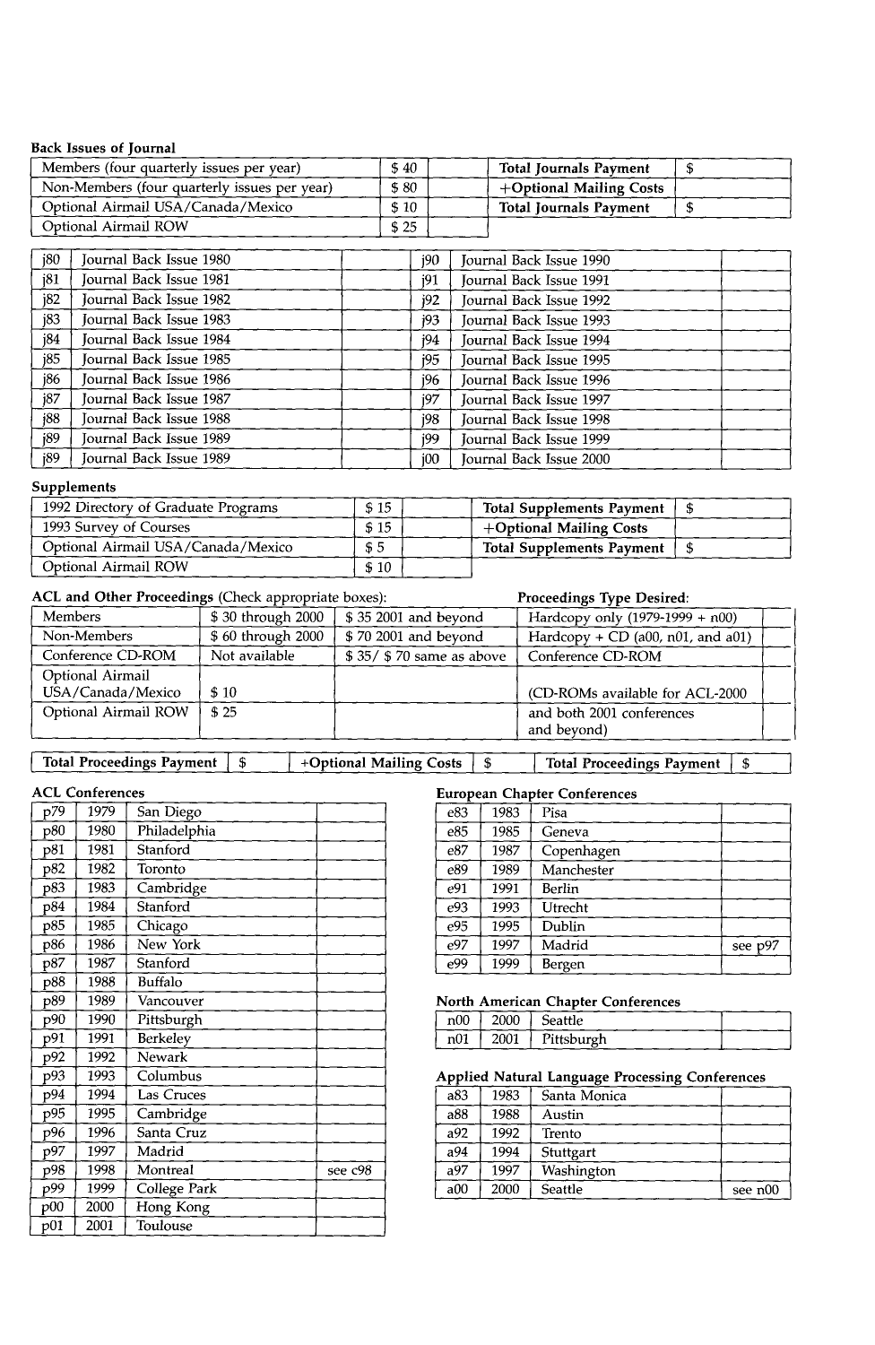**Back Issues of Journal**

| | | |
|---|---|---|
| Members (four quarterly issues per year) | $ 40 | |
| Non-Members (four quarterly issues per year) | $ 80 | |
| Optional Airmail USA/Canada/Mexico | $ 10 | |
| Optional Airmail ROW | $ 25 | |

| | |
|---|---|
| **Total Journals Payment** | $ |
| **+Optional Mailing Costs** | |
| **Total Journals Payment** | $ |

| | | | | | |
|---|---|---|---|---|---|
| j80 | Journal Back Issue 1980 | | j90 | Journal Back Issue 1990 | |
| j81 | Journal Back Issue 1981 | | j91 | Journal Back Issue 1991 | |
| j82 | Journal Back Issue 1982 | | j92 | Journal Back Issue 1992 | |
| j83 | Journal Back Issue 1983 | | j93 | Journal Back Issue 1993 | |
| j84 | Journal Back Issue 1984 | | j94 | Journal Back Issue 1994 | |
| j85 | Journal Back Issue 1985 | | j95 | Journal Back Issue 1995 | |
| j86 | Journal Back Issue 1986 | | j96 | Journal Back Issue 1996 | |
| j87 | Journal Back Issue 1987 | | j97 | Journal Back Issue 1997 | |
| j88 | Journal Back Issue 1988 | | j98 | Journal Back Issue 1998 | |
| j89 | Journal Back Issue 1989 | | j99 | Journal Back Issue 1999 | |
| j89 | Journal Back Issue 1989 | | j00 | Journal Back Issue 2000 | |

**Supplements**

| | | |
|---|---|---|
| 1992 Directory of Graduate Programs | $ 15 | |
| 1993 Survey of Courses | $ 15 | |
| Optional Airmail USA/Canada/Mexico | $ 5 | |
| Optional Airmail ROW | $ 10 | |

| | |
|---|---|
| **Total Supplements Payment** | $ |
| **+Optional Mailing Costs** | |
| **Total Supplements Payment** | $ |

**ACL and Other Proceedings** (Check appropriate boxes):

| | | | **Proceedings Type Desired**: | |
|---|---|---|---|---|
| Members | $ 30 through 2000 | $ 35 2001 and beyond | Hardcopy only (1979-1999 + n00) | |
| Non-Members | $ 60 through 2000 | $ 70 2001 and beyond | Hardcopy + CD (a00, n01, and a01) | |
| Conference CD-ROM | Not available | $ 35/ $ 70 same as above | Conference CD-ROM | |
| Optional Airmail USA/Canada/Mexico | $ 10 | | (CD-ROMs available for ACL-2000 | |
| Optional Airmail ROW | $ 25 | | and both 2001 conferences and beyond) | |

| | | | | | |
|---|---|---|---|---|---|
| **Total Proceedings Payment** | $ | **+Optional Mailing Costs** | $ | **Total Proceedings Payment** | $ |

**ACL Conferences**

| | | | |
|---|---|---|---|
| p79 | 1979 | San Diego | |
| p80 | 1980 | Philadelphia | |
| p81 | 1981 | Stanford | |
| p82 | 1982 | Toronto | |
| p83 | 1983 | Cambridge | |
| p84 | 1984 | Stanford | |
| p85 | 1985 | Chicago | |
| p86 | 1986 | New York | |
| p87 | 1987 | Stanford | |
| p88 | 1988 | Buffalo | |
| p89 | 1989 | Vancouver | |
| p90 | 1990 | Pittsburgh | |
| p91 | 1991 | Berkeley | |
| p92 | 1992 | Newark | |
| p93 | 1993 | Columbus | |
| p94 | 1994 | Las Cruces | |
| p95 | 1995 | Cambridge | |
| p96 | 1996 | Santa Cruz | |
| p97 | 1997 | Madrid | |
| p98 | 1998 | Montreal | see c98 |
| p99 | 1999 | College Park | |
| p00 | 2000 | Hong Kong | |
| p01 | 2001 | Toulouse | |

**European Chapter Conferences**

| | | | |
|---|---|---|---|
| e83 | 1983 | Pisa | |
| e85 | 1985 | Geneva | |
| e87 | 1987 | Copenhagen | |
| e89 | 1989 | Manchester | |
| e91 | 1991 | Berlin | |
| e93 | 1993 | Utrecht | |
| e95 | 1995 | Dublin | |
| e97 | 1997 | Madrid | see p97 |
| e99 | 1999 | Bergen | |

**North American Chapter Conferences**

| | | | |
|---|---|---|---|
| n00 | 2000 | Seattle | |
| n01 | 2001 | Pittsburgh | |

**Applied Natural Language Processing Conferences**

| | | | |
|---|---|---|---|
| a83 | 1983 | Santa Monica | |
| a88 | 1988 | Austin | |
| a92 | 1992 | Trento | |
| a94 | 1994 | Stuttgart | |
| a97 | 1997 | Washington | |
| a00 | 2000 | Seattle | see n00 |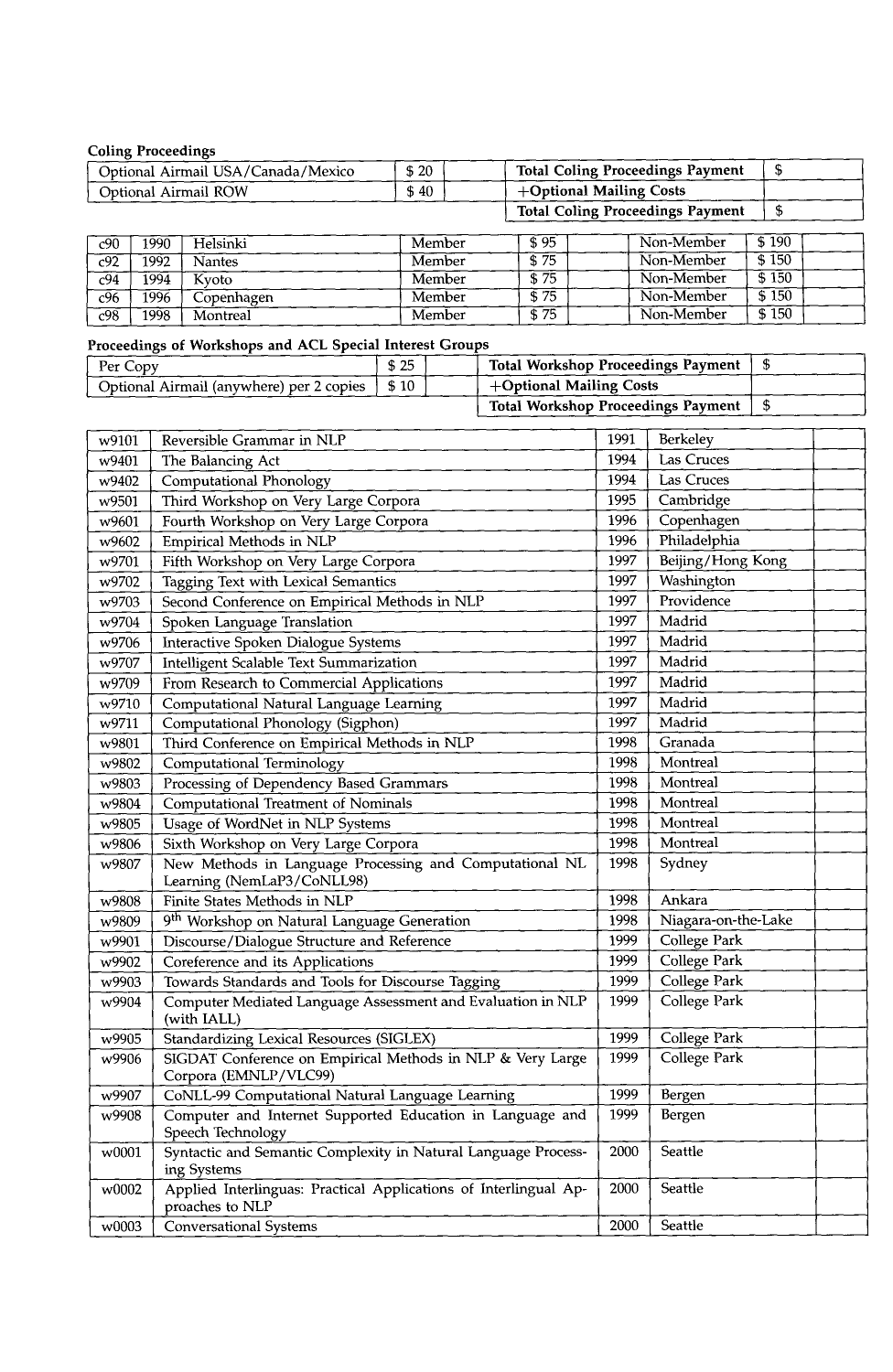**Coling Proceedings**

| | | | | |
|---|---|---|---|---|
| Optional Airmail USA/Canada/Mexico | $ 20 | | **Total Coling Proceedings Payment** | $ |
| Optional Airmail ROW | $ 40 | | **+Optional Mailing Costs** | |
| | | | **Total Coling Proceedings Payment** | $ |

| | | | | | | | | |
|---|---|---|---|---|---|---|---|---|
| c90 | 1990 | Helsinki | Member | $ 95 | | Non-Member | $ 190 | |
| c92 | 1992 | Nantes | Member | $ 75 | | Non-Member | $ 150 | |
| c94 | 1994 | Kyoto | Member | $ 75 | | Non-Member | $ 150 | |
| c96 | 1996 | Copenhagen | Member | $ 75 | | Non-Member | $ 150 | |
| c98 | 1998 | Montreal | Member | $ 75 | | Non-Member | $ 150 | |

**Proceedings of Workshops and ACL Special Interest Groups**

| | | | | |
|---|---|---|---|---|
| Per Copy | $ 25 | | **Total Workshop Proceedings Payment** | $ |
| Optional Airmail (anywhere) per 2 copies | $ 10 | | **+Optional Mailing Costs** | |
| | | | **Total Workshop Proceedings Payment** | $ |

| | | | | |
|---|---|---|---|---|
| w9101 | Reversible Grammar in NLP | 1991 | Berkeley | |
| w9401 | The Balancing Act | 1994 | Las Cruces | |
| w9402 | Computational Phonology | 1994 | Las Cruces | |
| w9501 | Third Workshop on Very Large Corpora | 1995 | Cambridge | |
| w9601 | Fourth Workshop on Very Large Corpora | 1996 | Copenhagen | |
| w9602 | Empirical Methods in NLP | 1996 | Philadelphia | |
| w9701 | Fifth Workshop on Very Large Corpora | 1997 | Beijing/Hong Kong | |
| w9702 | Tagging Text with Lexical Semantics | 1997 | Washington | |
| w9703 | Second Conference on Empirical Methods in NLP | 1997 | Providence | |
| w9704 | Spoken Language Translation | 1997 | Madrid | |
| w9706 | Interactive Spoken Dialogue Systems | 1997 | Madrid | |
| w9707 | Intelligent Scalable Text Summarization | 1997 | Madrid | |
| w9709 | From Research to Commercial Applications | 1997 | Madrid | |
| w9710 | Computational Natural Language Learning | 1997 | Madrid | |
| w9711 | Computational Phonology (Sigphon) | 1997 | Madrid | |
| w9801 | Third Conference on Empirical Methods in NLP | 1998 | Granada | |
| w9802 | Computational Terminology | 1998 | Montreal | |
| w9803 | Processing of Dependency Based Grammars | 1998 | Montreal | |
| w9804 | Computational Treatment of Nominals | 1998 | Montreal | |
| w9805 | Usage of WordNet in NLP Systems | 1998 | Montreal | |
| w9806 | Sixth Workshop on Very Large Corpora | 1998 | Montreal | |
| w9807 | New Methods in Language Processing and Computational NL Learning (NemLaP3/CoNLL98) | 1998 | Sydney | |
| w9808 | Finite States Methods in NLP | 1998 | Ankara | |
| w9809 | 9th Workshop on Natural Language Generation | 1998 | Niagara-on-the-Lake | |
| w9901 | Discourse/Dialogue Structure and Reference | 1999 | College Park | |
| w9902 | Coreference and its Applications | 1999 | College Park | |
| w9903 | Towards Standards and Tools for Discourse Tagging | 1999 | College Park | |
| w9904 | Computer Mediated Language Assessment and Evaluation in NLP (with IALL) | 1999 | College Park | |
| w9905 | Standardizing Lexical Resources (SIGLEX) | 1999 | College Park | |
| w9906 | SIGDAT Conference on Empirical Methods in NLP & Very Large Corpora (EMNLP/VLC99) | 1999 | College Park | |
| w9907 | CoNLL-99 Computational Natural Language Learning | 1999 | Bergen | |
| w9908 | Computer and Internet Supported Education in Language and Speech Technology | 1999 | Bergen | |
| w0001 | Syntactic and Semantic Complexity in Natural Language Processing Systems | 2000 | Seattle | |
| w0002 | Applied Interlinguas: Practical Applications of Interlingual Approaches to NLP | 2000 | Seattle | |
| w0003 | Conversational Systems | 2000 | Seattle | |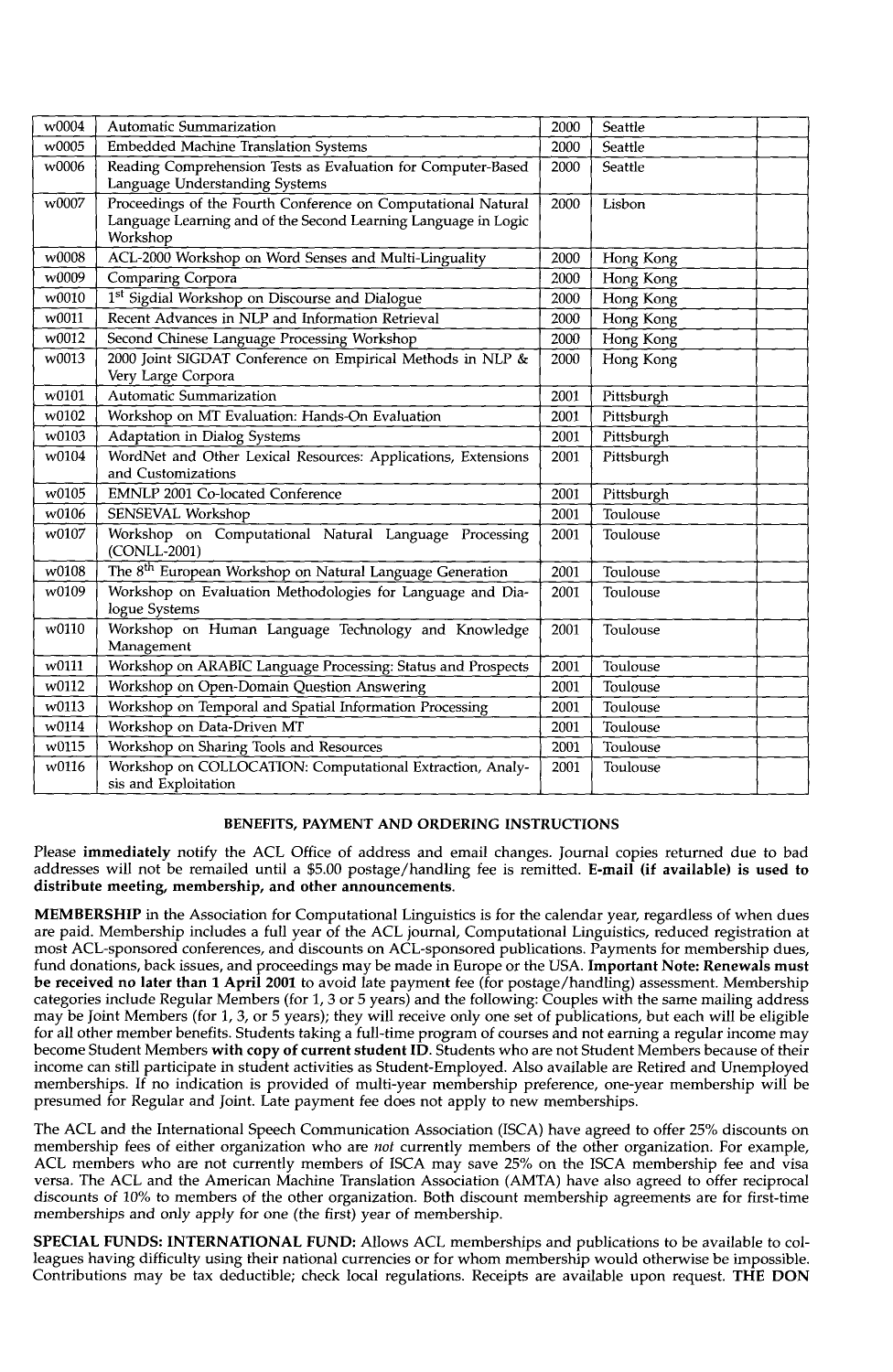| | | | | |
|---|---|---|---|---|
| w0004 | Automatic Summarization | 2000 | Seattle | |
| w0005 | Embedded Machine Translation Systems | 2000 | Seattle | |
| w0006 | Reading Comprehension Tests as Evaluation for Computer-Based Language Understanding Systems | 2000 | Seattle | |
| w0007 | Proceedings of the Fourth Conference on Computational Natural Language Learning and of the Second Learning Language in Logic Workshop | 2000 | Lisbon | |
| w0008 | ACL-2000 Workshop on Word Senses and Multi-Linguality | 2000 | Hong Kong | |
| w0009 | Comparing Corpora | 2000 | Hong Kong | |
| w0010 | 1st Sigdial Workshop on Discourse and Dialogue | 2000 | Hong Kong | |
| w0011 | Recent Advances in NLP and Information Retrieval | 2000 | Hong Kong | |
| w0012 | Second Chinese Language Processing Workshop | 2000 | Hong Kong | |
| w0013 | 2000 Joint SIGDAT Conference on Empirical Methods in NLP & Very Large Corpora | 2000 | Hong Kong | |
| w0101 | Automatic Summarization | 2001 | Pittsburgh | |
| w0102 | Workshop on MT Evaluation: Hands-On Evaluation | 2001 | Pittsburgh | |
| w0103 | Adaptation in Dialog Systems | 2001 | Pittsburgh | |
| w0104 | WordNet and Other Lexical Resources: Applications, Extensions and Customizations | 2001 | Pittsburgh | |
| w0105 | EMNLP 2001 Co-located Conference | 2001 | Pittsburgh | |
| w0106 | SENSEVAL Workshop | 2001 | Toulouse | |
| w0107 | Workshop on Computational Natural Language Processing (CONLL-2001) | 2001 | Toulouse | |
| w0108 | The 8th European Workshop on Natural Language Generation | 2001 | Toulouse | |
| w0109 | Workshop on Evaluation Methodologies for Language and Dialogue Systems | 2001 | Toulouse | |
| w0110 | Workshop on Human Language Technology and Knowledge Management | 2001 | Toulouse | |
| w0111 | Workshop on ARABIC Language Processing: Status and Prospects | 2001 | Toulouse | |
| w0112 | Workshop on Open-Domain Question Answering | 2001 | Toulouse | |
| w0113 | Workshop on Temporal and Spatial Information Processing | 2001 | Toulouse | |
| w0114 | Workshop on Data-Driven MT | 2001 | Toulouse | |
| w0115 | Workshop on Sharing Tools and Resources | 2001 | Toulouse | |
| w0116 | Workshop on COLLOCATION: Computational Extraction, Analysis and Exploitation | 2001 | Toulouse | |

## BENEFITS, PAYMENT AND ORDERING INSTRUCTIONS

Please **immediately** notify the ACL Office of address and email changes. Journal copies returned due to bad addresses will not be remailed until a $5.00 postage/handling fee is remitted. **E-mail (if available) is used to distribute meeting, membership, and other announcements.**

**MEMBERSHIP** in the Association for Computational Linguistics is for the calendar year, regardless of when dues are paid. Membership includes a full year of the ACL journal, Computational Linguistics, reduced registration at most ACL-sponsored conferences, and discounts on ACL-sponsored publications. Payments for membership dues, fund donations, back issues, and proceedings may be made in Europe or the USA. **Important Note: Renewals must be received no later than 1 April 2001** to avoid late payment fee (for postage/handling) assessment. Membership categories include Regular Members (for 1, 3 or 5 years) and the following: Couples with the same mailing address may be Joint Members (for 1, 3, or 5 years); they will receive only one set of publications, but each will be eligible for all other member benefits. Students taking a full-time program of courses and not earning a regular income may become Student Members **with copy of current student ID**. Students who are not Student Members because of their income can still participate in student activities as Student-Employed. Also available are Retired and Unemployed memberships. If no indication is provided of multi-year membership preference, one-year membership will be presumed for Regular and Joint. Late payment fee does not apply to new memberships.

The ACL and the International Speech Communication Association (ISCA) have agreed to offer 25% discounts on membership fees of either organization who are *not* currently members of the other organization. For example, ACL members who are not currently members of ISCA may save 25% on the ISCA membership fee and visa versa. The ACL and the American Machine Translation Association (AMTA) have also agreed to offer reciprocal discounts of 10% to members of the other organization. Both discount membership agreements are for first-time memberships and only apply for one (the first) year of membership.

**SPECIAL FUNDS: INTERNATIONAL FUND:** Allows ACL memberships and publications to be available to colleagues having difficulty using their national currencies or for whom membership would otherwise be impossible. Contributions may be tax deductible; check local regulations. Receipts are available upon request. **THE DON**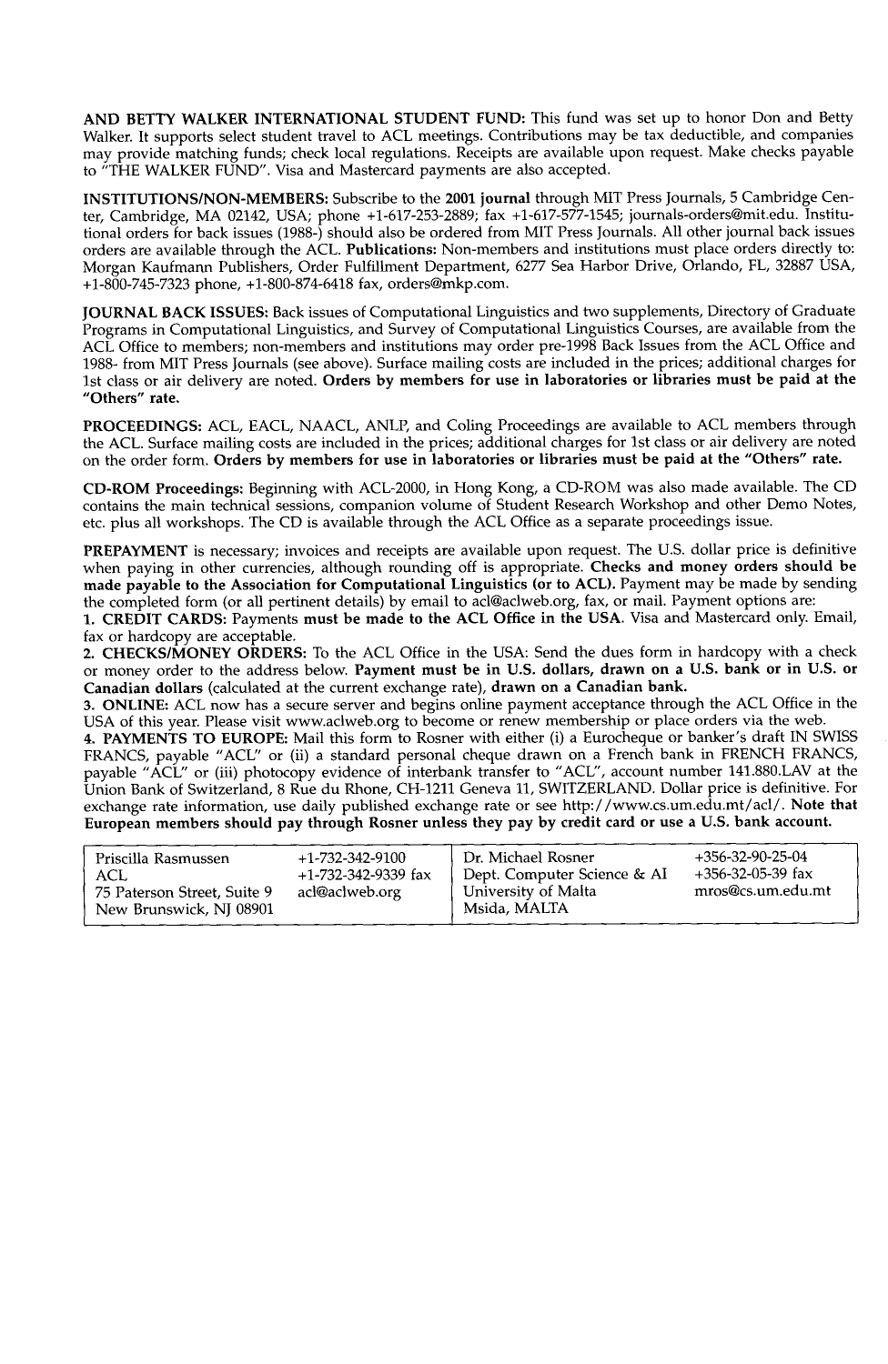**AND BETTY WALKER INTERNATIONAL STUDENT FUND:** This fund was set up to honor Don and Betty Walker. It supports select student travel to ACL meetings. Contributions may be tax deductible, and companies may provide matching funds; check local regulations. Receipts are available upon request. Make checks payable to "THE WALKER FUND". Visa and Mastercard payments are also accepted.

**INSTITUTIONS/NON-MEMBERS:** Subscribe to the **2001 journal** through MIT Press Journals, 5 Cambridge Center, Cambridge, MA 02142, USA; phone +1-617-253-2889; fax +1-617-577-1545; journals-orders@mit.edu. Institutional orders for back issues (1988-) should also be ordered from MIT Press Journals. All other journal back issues orders are available through the ACL. **Publications:** Non-members and institutions must place orders directly to: Morgan Kaufmann Publishers, Order Fulfillment Department, 6277 Sea Harbor Drive, Orlando, FL, 32887 USA, +1-800-745-7323 phone, +1-800-874-6418 fax, orders@mkp.com.

**JOURNAL BACK ISSUES:** Back issues of Computational Linguistics and two supplements, Directory of Graduate Programs in Computational Linguistics, and Survey of Computational Linguistics Courses, are available from the ACL Office to members; non-members and institutions may order pre-1998 Back Issues from the ACL Office and 1988- from MIT Press Journals (see above). Surface mailing costs are included in the prices; additional charges for 1st class or air delivery are noted. **Orders by members for use in laboratories or libraries must be paid at the "Others" rate.**

**PROCEEDINGS:** ACL, EACL, NAACL, ANLP, and Coling Proceedings are available to ACL members through the ACL. Surface mailing costs are included in the prices; additional charges for 1st class or air delivery are noted on the order form. **Orders by members for use in laboratories or libraries must be paid at the "Others" rate.**

**CD-ROM Proceedings:** Beginning with ACL-2000, in Hong Kong, a CD-ROM was also made available. The CD contains the main technical sessions, companion volume of Student Research Workshop and other Demo Notes, etc. plus all workshops. The CD is available through the ACL Office as a separate proceedings issue.

**PREPAYMENT** is necessary; invoices and receipts are available upon request. The U.S. dollar price is definitive when paying in other currencies, although rounding off is appropriate. **Checks and money orders should be made payable to the Association for Computational Linguistics (or to ACL).** Payment may be made by sending the completed form (or all pertinent details) by email to acl@aclweb.org, fax, or mail. Payment options are:

**1. CREDIT CARDS:** Payments **must be made to the ACL Office in the USA.** Visa and Mastercard only. Email, fax or hardcopy are acceptable.

**2. CHECKS/MONEY ORDERS:** To the ACL Office in the USA: Send the dues form in hardcopy with a check or money order to the address below. **Payment must be in U.S. dollars, drawn on a U.S. bank or in U.S. or Canadian dollars** (calculated at the current exchange rate), **drawn on a Canadian bank.**

**3. ONLINE:** ACL now has a secure server and begins online payment acceptance through the ACL Office in the USA of this year. Please visit www.aclweb.org to become or renew membership or place orders via the web.

**4. PAYMENTS TO EUROPE:** Mail this form to Rosner with either (i) a Eurocheque or banker's draft IN SWISS FRANCS, payable "ACL" or (ii) a standard personal cheque drawn on a French bank in FRENCH FRANCS, payable "ACL" or (iii) photocopy evidence of interbank transfer to "ACL", account number 141.880.LAV at the Union Bank of Switzerland, 8 Rue du Rhone, CH-1211 Geneva 11, SWITZERLAND. Dollar price is definitive. For exchange rate information, use daily published exchange rate or see http://www.cs.um.edu.mt/acl/. **Note that European members should pay through Rosner unless they pay by credit card or use a U.S. bank account.**

| | | | |
|---|---|---|---|
| Priscilla Rasmussen | +1-732-342-9100 | Dr. Michael Rosner | +356-32-90-25-04 |
| ACL | +1-732-342-9339 fax | Dept. Computer Science & AI | +356-32-05-39 fax |
| 75 Paterson Street, Suite 9 | acl@aclweb.org | University of Malta | mros@cs.um.edu.mt |
| New Brunswick, NJ 08901 | | Msida, MALTA | |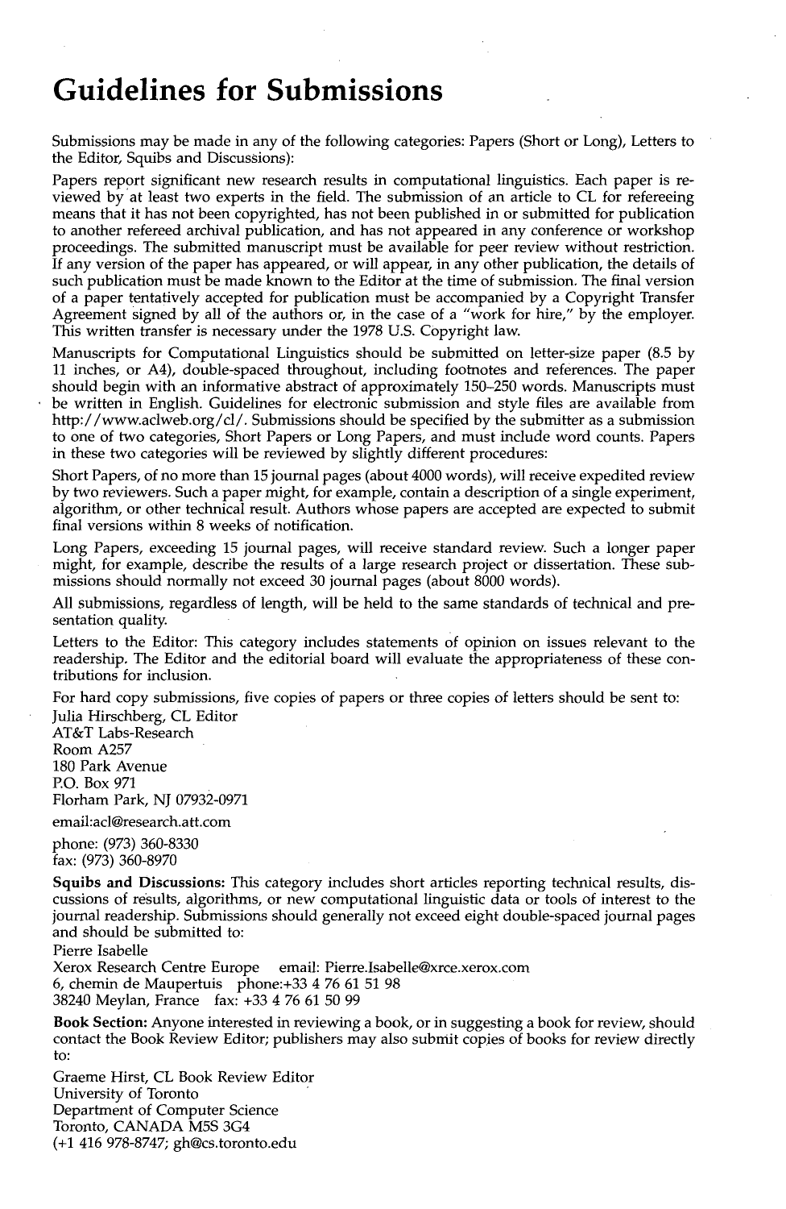# Guidelines for Submissions

Submissions may be made in any of the following categories: Papers (Short or Long), Letters to the Editor, Squibs and Discussions):

Papers report significant new research results in computational linguistics. Each paper is reviewed by at least two experts in the field. The submission of an article to CL for refereeing means that it has not been copyrighted, has not been published in or submitted for publication to another refereed archival publication, and has not appeared in any conference or workshop proceedings. The submitted manuscript must be available for peer review without restriction. If any version of the paper has appeared, or will appear, in any other publication, the details of such publication must be made known to the Editor at the time of submission. The final version of a paper tentatively accepted for publication must be accompanied by a Copyright Transfer Agreement signed by all of the authors or, in the case of a "work for hire," by the employer. This written transfer is necessary under the 1978 U.S. Copyright law.

Manuscripts for Computational Linguistics should be submitted on letter-size paper (8.5 by 11 inches, or A4), double-spaced throughout, including footnotes and references. The paper should begin with an informative abstract of approximately 150–250 words. Manuscripts must be written in English. Guidelines for electronic submission and style files are available from http://www.aclweb.org/cl/. Submissions should be specified by the submitter as a submission to one of two categories, Short Papers or Long Papers, and must include word counts. Papers in these two categories will be reviewed by slightly different procedures:

Short Papers, of no more than 15 journal pages (about 4000 words), will receive expedited review by two reviewers. Such a paper might, for example, contain a description of a single experiment, algorithm, or other technical result. Authors whose papers are accepted are expected to submit final versions within 8 weeks of notification.

Long Papers, exceeding 15 journal pages, will receive standard review. Such a longer paper might, for example, describe the results of a large research project or dissertation. These submissions should normally not exceed 30 journal pages (about 8000 words).

All submissions, regardless of length, will be held to the same standards of technical and presentation quality.

Letters to the Editor: This category includes statements of opinion on issues relevant to the readership. The Editor and the editorial board will evaluate the appropriateness of these contributions for inclusion.

For hard copy submissions, five copies of papers or three copies of letters should be sent to:

Julia Hirschberg, CL Editor
AT&T Labs-Research
Room A257
180 Park Avenue
P.O. Box 971
Florham Park, NJ 07932-0971

email:acl@research.att.com

phone: (973) 360-8330
fax: (973) 360-8970

**Squibs and Discussions:** This category includes short articles reporting technical results, discussions of results, algorithms, or new computational linguistic data or tools of interest to the journal readership. Submissions should generally not exceed eight double-spaced journal pages and should be submitted to:

Pierre Isabelle
Xerox Research Centre Europe email: Pierre.Isabelle@xrce.xerox.com
6, chemin de Maupertuis phone:+33 4 76 61 51 98
38240 Meylan, France fax: +33 4 76 61 50 99

**Book Section:** Anyone interested in reviewing a book, or in suggesting a book for review, should contact the Book Review Editor; publishers may also submit copies of books for review directly to:

Graeme Hirst, CL Book Review Editor
University of Toronto
Department of Computer Science
Toronto, CANADA M5S 3G4
(+1 416 978-8747; gh@cs.toronto.edu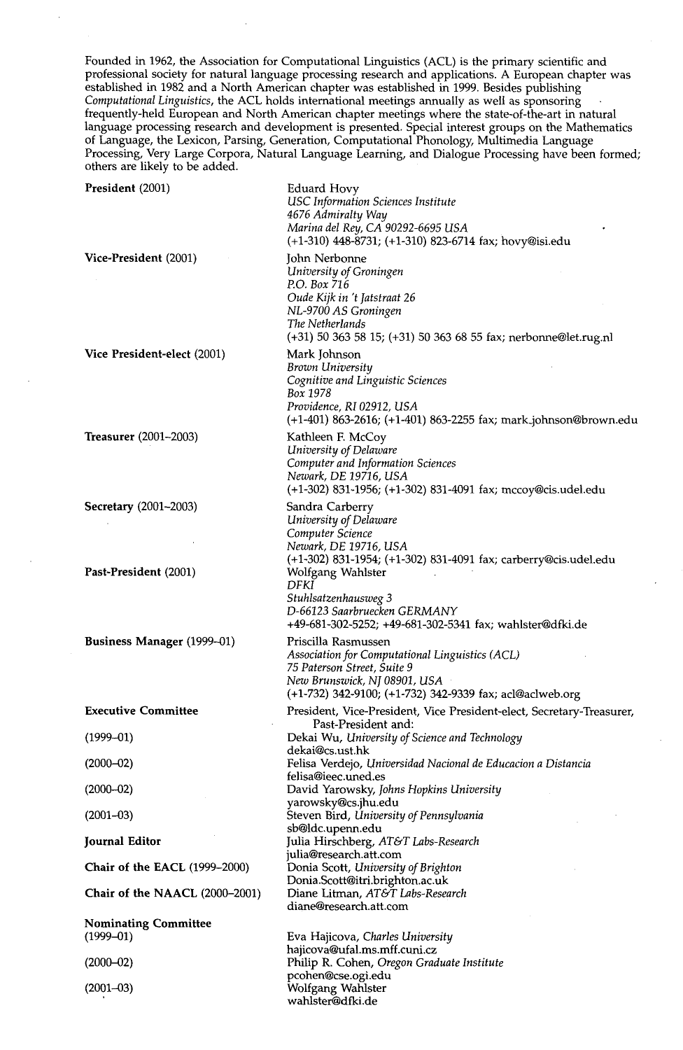Founded in 1962, the Association for Computational Linguistics (ACL) is the primary scientific and professional society for natural language processing research and applications. A European chapter was established in 1982 and a North American chapter was established in 1999. Besides publishing *Computational Linguistics*, the ACL holds international meetings annually as well as sponsoring frequently-held European and North American chapter meetings where the state-of-the-art in natural language processing research and development is presented. Special interest groups on the Mathematics of Language, the Lexicon, Parsing, Generation, Computational Phonology, Multimedia Language Processing, Very Large Corpora, Natural Language Learning, and Dialogue Processing have been formed; others are likely to be added.

**President** (2001)
Eduard Hovy
*USC Information Sciences Institute*
*4676 Admiralty Way*
*Marina del Rey, CA 90292-6695 USA*
(+1-310) 448-8731; (+1-310) 823-6714 fax; hovy@isi.edu

**Vice-President** (2001)
John Nerbonne
*University of Groningen*
*P.O. Box 716*
*Oude Kijk in 't Jatstraat 26*
*NL-9700 AS Groningen*
*The Netherlands*
(+31) 50 363 58 15; (+31) 50 363 68 55 fax; nerbonne@let.rug.nl

**Vice President-elect** (2001)
Mark Johnson
*Brown University*
*Cognitive and Linguistic Sciences*
*Box 1978*
*Providence, RI 02912, USA*
(+1-401) 863-2616; (+1-401) 863-2255 fax; mark_johnson@brown.edu

**Treasurer** (2001–2003)
Kathleen F. McCoy
*University of Delaware*
*Computer and Information Sciences*
*Newark, DE 19716, USA*
(+1-302) 831-1956; (+1-302) 831-4091 fax; mccoy@cis.udel.edu

**Secretary** (2001–2003)
Sandra Carberry
*University of Delaware*
*Computer Science*
*Newark, DE 19716, USA*
(+1-302) 831-1954; (+1-302) 831-4091 fax; carberry@cis.udel.edu

**Past-President** (2001)
Wolfgang Wahlster
*DFKI*
*Stuhlsatzenhausweg 3*
*D-66123 Saarbruecken GERMANY*
+49-681-302-5252; +49-681-302-5341 fax; wahlster@dfki.de

**Business Manager** (1999–01)
Priscilla Rasmussen
*Association for Computational Linguistics (ACL)*
*75 Paterson Street, Suite 9*
*New Brunswick, NJ 08901, USA*
(+1-732) 342-9100; (+1-732) 342-9339 fax; acl@aclweb.org

**Executive Committee**
President, Vice-President, Vice President-elect, Secretary-Treasurer, Past-President and:

(1999–01) Dekai Wu, *University of Science and Technology*
dekai@cs.ust.hk

(2000–02) Felisa Verdejo, *Universidad Nacional de Educacion a Distancia*
felisa@ieec.uned.es

(2000–02) David Yarowsky, *Johns Hopkins University*
yarowsky@cs.jhu.edu

(2001–03) Steven Bird, *University of Pennsylvania*
sb@ldc.upenn.edu

**Journal Editor**
Julia Hirschberg, *AT&T Labs-Research*
julia@research.att.com

**Chair of the EACL** (1999–2000)
Donia Scott, *University of Brighton*
Donia.Scott@itri.brighton.ac.uk

**Chair of the NAACL** (2000–2001)
Diane Litman, *AT&T Labs-Research*
diane@research.att.com

**Nominating Committee**

(1999–01) Eva Hajicova, *Charles University*
hajicova@ufal.ms.mff.cuni.cz

(2000–02) Philip R. Cohen, *Oregon Graduate Institute*
pcohen@cse.ogi.edu

(2001–03) Wolfgang Wahlster
wahlster@dfki.de